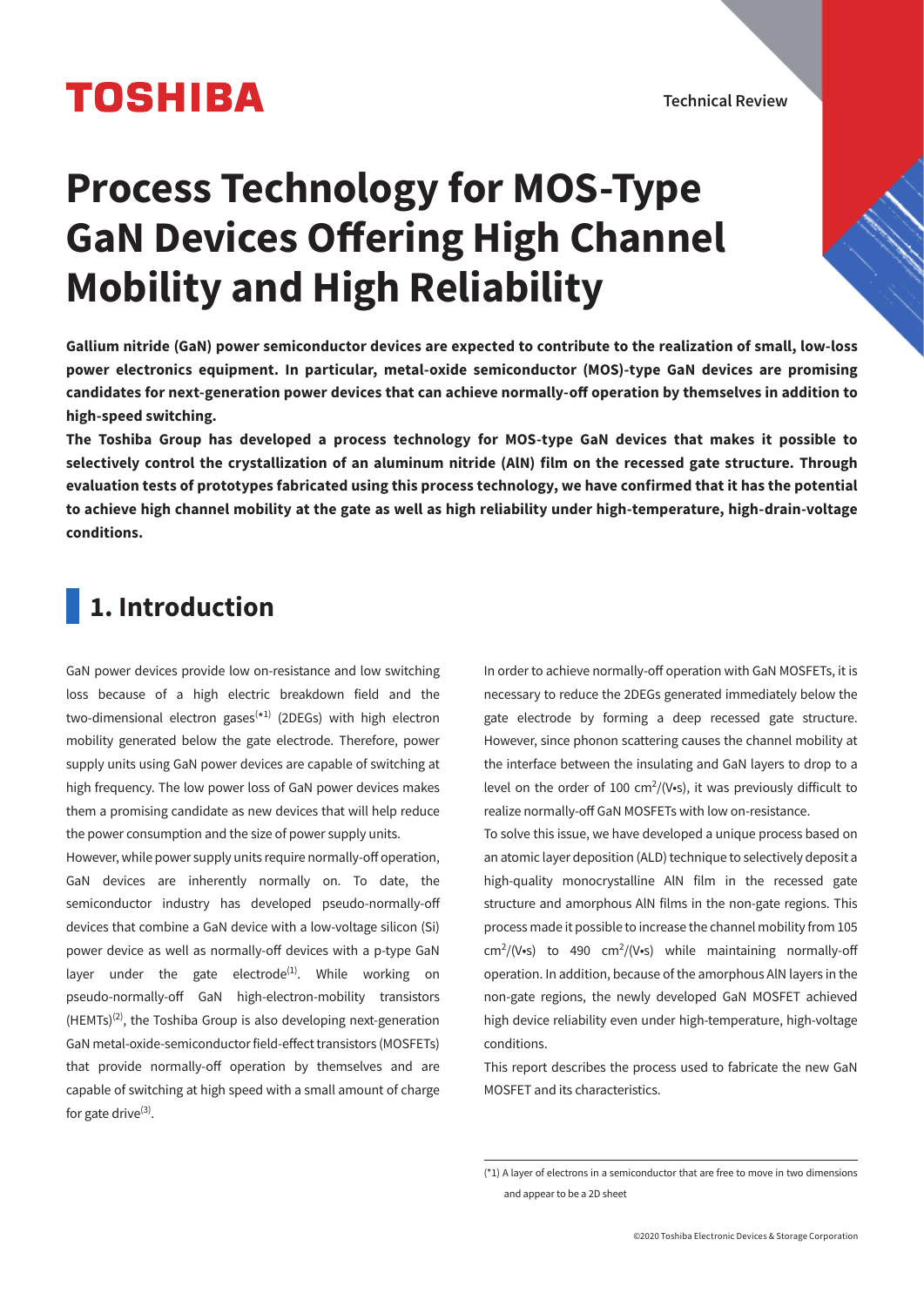TOSHIBA

Technical Review

# Process Technology for MOS-Type GaN Devices Offering High Channel Mobility and High Reliability

**Gallium nitride (GaN) power semiconductor devices are expected to contribute to the realization of small, low-loss power electronics equipment. In particular, metal-oxide semiconductor (MOS)-type GaN devices are promising candidates for next-generation power devices that can achieve normally-off operation by themselves in addition to high-speed switching.**

**The Toshiba Group has developed a process technology for MOS-type GaN devices that makes it possible to selectively control the crystallization of an aluminum nitride (AlN) film on the recessed gate structure. Through evaluation tests of prototypes fabricated using this process technology, we have confirmed that it has the potential to achieve high channel mobility at the gate as well as high reliability under high-temperature, high-drain-voltage conditions.**

## 1. Introduction

GaN power devices provide low on-resistance and low switching loss because of a high electric breakdown field and the two-dimensional electron gases[*1] (2DEGs) with high electron mobility generated below the gate electrode. Therefore, power supply units using GaN power devices are capable of switching at high frequency. The low power loss of GaN power devices makes them a promising candidate as new devices that will help reduce the power consumption and the size of power supply units.

However, while power supply units require normally-off operation, GaN devices are inherently normally on. To date, the semiconductor industry has developed pseudo-normally-off devices that combine a GaN device with a low-voltage silicon (Si) power device as well as normally-off devices with a p-type GaN layer under the gate electrode[1]. While working on pseudo-normally-off GaN high-electron-mobility transistors (HEMTs)[2], the Toshiba Group is also developing next-generation GaN metal-oxide-semiconductor field-effect transistors (MOSFETs) that provide normally-off operation by themselves and are capable of switching at high speed with a small amount of charge for gate drive[3].

In order to achieve normally-off operation with GaN MOSFETs, it is necessary to reduce the 2DEGs generated immediately below the gate electrode by forming a deep recessed gate structure. However, since phonon scattering causes the channel mobility at the interface between the insulating and GaN layers to drop to a level on the order of 100 $cm^2/(V{\cdot}s)$, it was previously difficult to realize normally-off GaN MOSFETs with low on-resistance.

To solve this issue, we have developed a unique process based on an atomic layer deposition (ALD) technique to selectively deposit a high-quality monocrystalline AlN film in the recessed gate structure and amorphous AlN films in the non-gate regions. This process made it possible to increase the channel mobility from 105 $cm^2/(V{\cdot}s)$ to 490 $cm^2/(V{\cdot}s)$ while maintaining normally-off operation. In addition, because of the amorphous AlN layers in the non-gate regions, the newly developed GaN MOSFET achieved high device reliability even under high-temperature, high-voltage conditions.

This report describes the process used to fabricate the new GaN MOSFET and its characteristics.

(*1) A layer of electrons in a semiconductor that are free to move in two dimensions and appear to be a 2D sheet

©2020 Toshiba Electronic Devices & Storage Corporation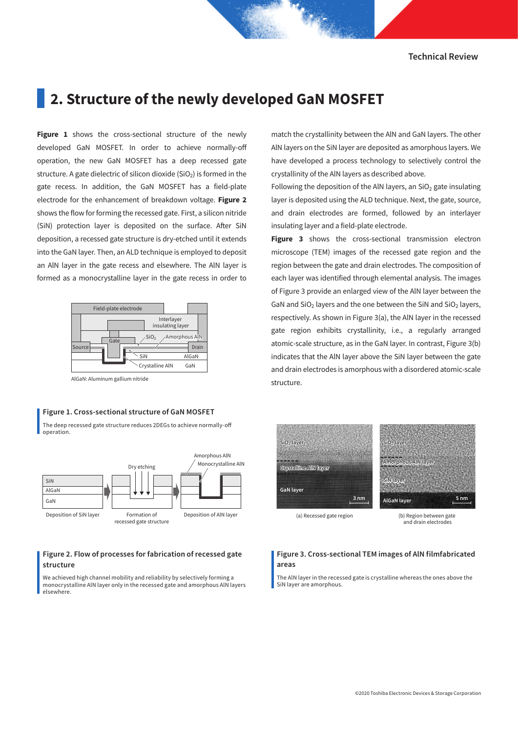## 2. Structure of the newly developed GaN MOSFET

**Figure 1** shows the cross-sectional structure of the newly developed GaN MOSFET. In order to achieve normally-off operation, the new GaN MOSFET has a deep recessed gate structure. A gate dielectric of silicon dioxide ($SiO_2$) is formed in the gate recess. In addition, the GaN MOSFET has a field-plate electrode for the enhancement of breakdown voltage. **Figure 2** shows the flow for forming the recessed gate. First, a silicon nitride (SiN) protection layer is deposited on the surface. After SiN deposition, a recessed gate structure is dry-etched until it extends into the GaN layer. Then, an ALD technique is employed to deposit an AlN layer in the gate recess and elsewhere. The AlN layer is formed as a monocrystalline layer in the gate recess in order to match the crystallinity between the AlN and GaN layers. The other AlN layers on the SiN layer are deposited as amorphous layers. We have developed a process technology to selectively control the crystallinity of the AlN layers as described above.

Following the deposition of the AlN layers, an $SiO_2$ gate insulating layer is deposited using the ALD technique. Next, the gate, source, and drain electrodes are formed, followed by an interlayer insulating layer and a field-plate electrode.

**Figure 3** shows the cross-sectional transmission electron microscope (TEM) images of the recessed gate region and the region between the gate and drain electrodes. The composition of each layer was identified through elemental analysis. The images of Figure 3 provide an enlarged view of the AlN layer between the GaN and $SiO_2$ layers and the one between the SiN and $SiO_2$ layers, respectively. As shown in Figure 3(a), the AlN layer in the recessed gate region exhibits crystallinity, i.e., a regularly arranged atomic-scale structure, as in the GaN layer. In contrast, Figure 3(b) indicates that the AlN layer above the SiN layer between the gate and drain electrodes is amorphous with a disordered atomic-scale structure.

Field-plate electrode, Interlayer insulating layer, $SiO_2$, Amorphous AlN, Gate, Source, Drain, SiN, AlGaN, Crystalline AlN, GaN

AlGaN: Aluminum gallium nitride

**Figure 1. Cross-sectional structure of GaN MOSFET**

The deep recessed gate structure reduces 2DEGs to achieve normally-off operation.

SiN, AlGaN, GaN — Deposition of SiN layer; Dry etching — Formation of recessed gate structure; Amorphous AlN, Monocrystalline AlN — Deposition of AlN layer

**Figure 2. Flow of processes for fabrication of recessed gate structure**

We achieved high channel mobility and reliability by selectively forming a monocrystalline AlN layer only in the recessed gate and amorphous AlN layers elsewhere.

$SiO_2$ layer, Crystalline AlN layer, GaN layer, 3 nm — (a) Recessed gate region

$SiO_2$ layer, Amorphous AlN layer, SiN layer, AlGaN layer, 5 nm — (b) Region between gate and drain electrodes

**Figure 3. Cross-sectional TEM images of AlN filmfabricated areas**

The AlN layer in the recessed gate is crystalline whereas the ones above the SiN layer are amorphous.

©2020 Toshiba Electronic Devices & Storage Corporation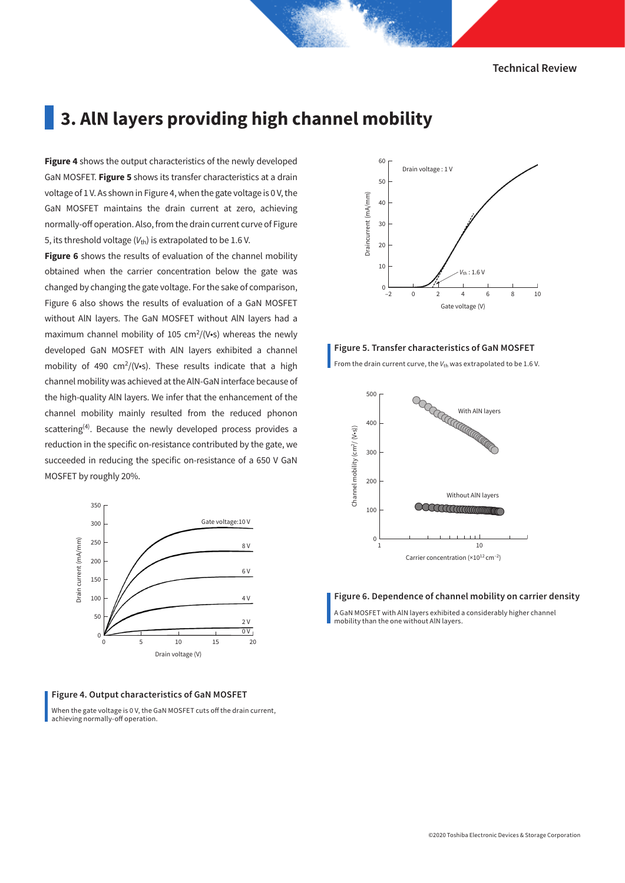## 3. AlN layers providing high channel mobility

**Figure 4** shows the output characteristics of the newly developed GaN MOSFET. **Figure 5** shows its transfer characteristics at a drain voltage of 1 V. As shown in Figure 4, when the gate voltage is 0 V, the GaN MOSFET maintains the drain current at zero, achieving normally-off operation. Also, from the drain current curve of Figure 5, its threshold voltage ($V_{th}$) is extrapolated to be 1.6 V.

**Figure 6** shows the results of evaluation of the channel mobility obtained when the carrier concentration below the gate was changed by changing the gate voltage. For the sake of comparison, Figure 6 also shows the results of evaluation of a GaN MOSFET without AlN layers. The GaN MOSFET without AlN layers had a maximum channel mobility of 105 $cm^2/(V•s)$ whereas the newly developed GaN MOSFET with AlN layers exhibited a channel mobility of 490 $cm^2/(V•s)$. These results indicate that a high channel mobility was achieved at the AlN-GaN interface because of the high-quality AlN layers. We infer that the enhancement of the channel mobility mainly resulted from the reduced phonon scattering[4]. Because the newly developed process provides a reduction in the specific on-resistance contributed by the gate, we succeeded in reducing the specific on-resistance of a 650 V GaN MOSFET by roughly 20%.

**Figure 4. Output characteristics of GaN MOSFET**

When the gate voltage is 0 V, the GaN MOSFET cuts off the drain current, achieving normally-off operation.

**Figure 5. Transfer characteristics of GaN MOSFET**

From the drain current curve, the $V_{th}$ was extrapolated to be 1.6 V.

**Figure 6. Dependence of channel mobility on carrier density**

A GaN MOSFET with AlN layers exhibited a considerably higher channel mobility than the one without AlN layers.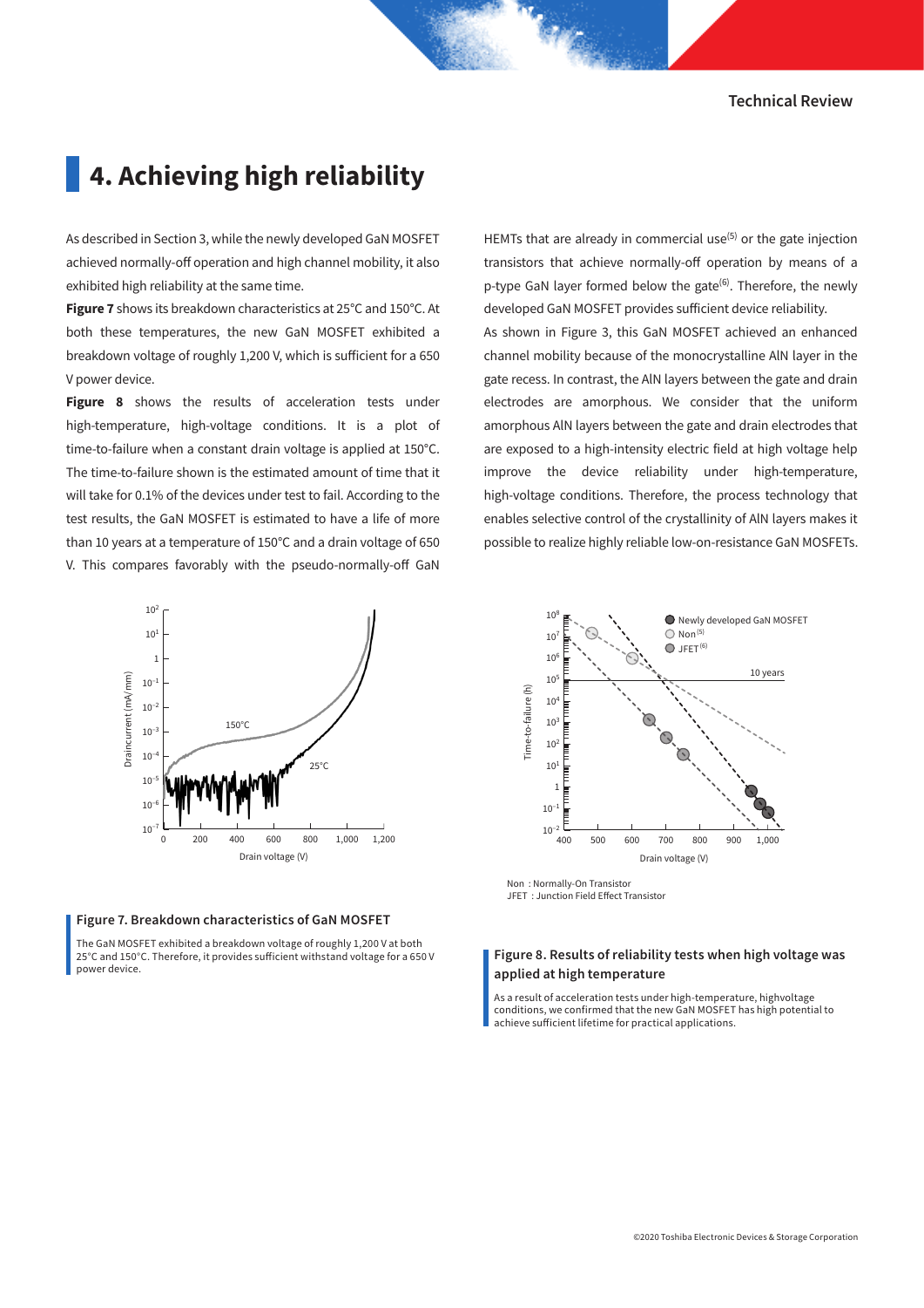# 4. Achieving high reliability

As described in Section 3, while the newly developed GaN MOSFET achieved normally-off operation and high channel mobility, it also exhibited high reliability at the same time.

**Figure 7** shows its breakdown characteristics at 25°C and 150°C. At both these temperatures, the new GaN MOSFET exhibited a breakdown voltage of roughly 1,200 V, which is sufficient for a 650 V power device.

**Figure 8** shows the results of acceleration tests under high-temperature, high-voltage conditions. It is a plot of time-to-failure when a constant drain voltage is applied at 150°C. The time-to-failure shown is the estimated amount of time that it will take for 0.1% of the devices under test to fail. According to the test results, the GaN MOSFET is estimated to have a life of more than 10 years at a temperature of 150°C and a drain voltage of 650 V. This compares favorably with the pseudo-normally-off GaN HEMTs that are already in commercial use[5] or the gate injection transistors that achieve normally-off operation by means of a p-type GaN layer formed below the gate[6]. Therefore, the newly developed GaN MOSFET provides sufficient device reliability.

As shown in Figure 3, this GaN MOSFET achieved an enhanced channel mobility because of the monocrystalline AlN layer in the gate recess. In contrast, the AlN layers between the gate and drain electrodes are amorphous. We consider that the uniform amorphous AlN layers between the gate and drain electrodes that are exposed to a high-intensity electric field at high voltage help improve the device reliability under high-temperature, high-voltage conditions. Therefore, the process technology that enables selective control of the crystallinity of AlN layers makes it possible to realize highly reliable low-on-resistance GaN MOSFETs.

**Figure 7. Breakdown characteristics of GaN MOSFET**

The GaN MOSFET exhibited a breakdown voltage of roughly 1,200 V at both 25°C and 150°C. Therefore, it provides sufficient withstand voltage for a 650 V power device.

Non : Normally-On Transistor
JFET : Junction Field Effect Transistor

**Figure 8. Results of reliability tests when high voltage was applied at high temperature**

As a result of acceleration tests under high-temperature, highvoltage conditions, we confirmed that the new GaN MOSFET has high potential to achieve sufficient lifetime for practical applications.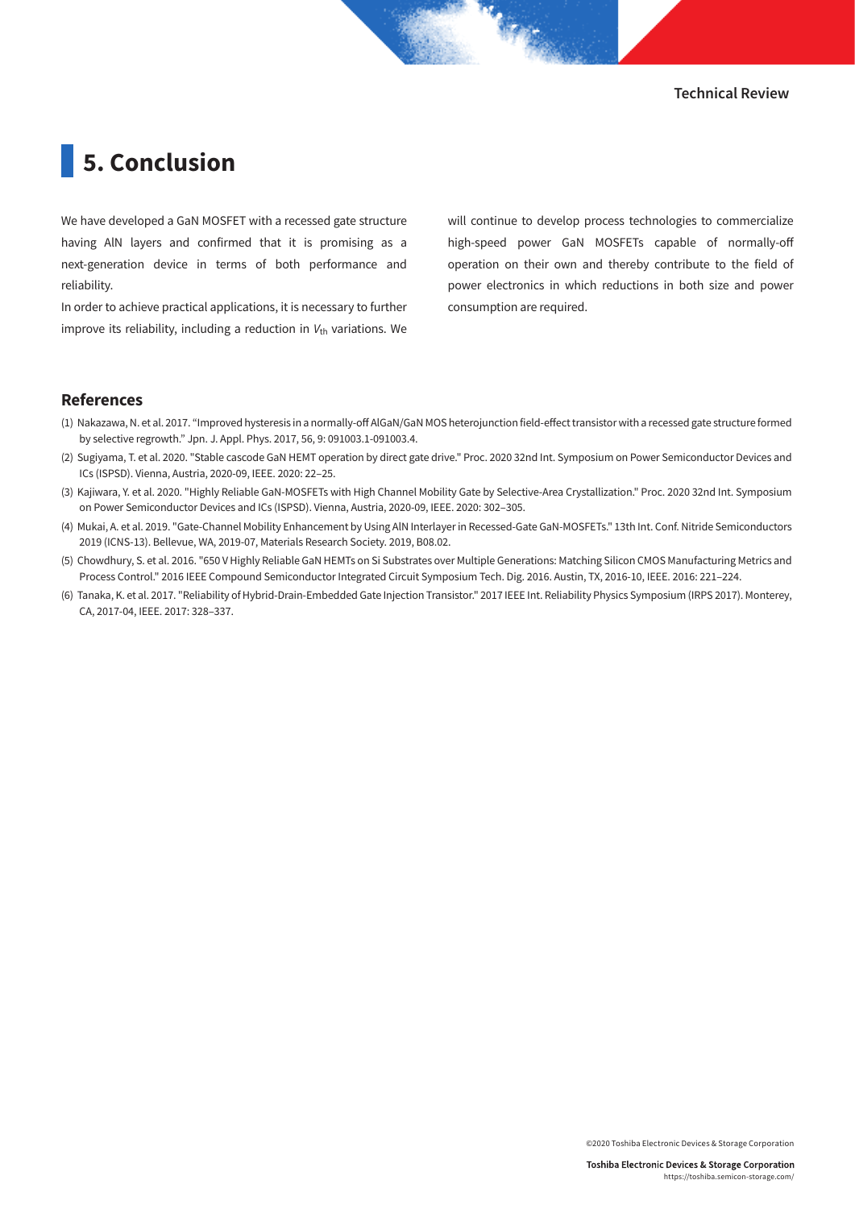## 5. Conclusion

We have developed a GaN MOSFET with a recessed gate structure having AlN layers and confirmed that it is promising as a next-generation device in terms of both performance and reliability.

In order to achieve practical applications, it is necessary to further improve its reliability, including a reduction in $V_{th}$ variations. We will continue to develop process technologies to commercialize high-speed power GaN MOSFETs capable of normally-off operation on their own and thereby contribute to the field of power electronics in which reductions in both size and power consumption are required.

### References

(1) Nakazawa, N. et al. 2017. "Improved hysteresis in a normally-off AlGaN/GaN MOS heterojunction field-effect transistor with a recessed gate structure formed by selective regrowth." Jpn. J. Appl. Phys. 2017, 56, 9: 091003.1-091003.4.

(2) Sugiyama, T. et al. 2020. "Stable cascode GaN HEMT operation by direct gate drive." Proc. 2020 32nd Int. Symposium on Power Semiconductor Devices and ICs (ISPSD). Vienna, Austria, 2020-09, IEEE. 2020: 22–25.

(3) Kajiwara, Y. et al. 2020. "Highly Reliable GaN-MOSFETs with High Channel Mobility Gate by Selective-Area Crystallization." Proc. 2020 32nd Int. Symposium on Power Semiconductor Devices and ICs (ISPSD). Vienna, Austria, 2020-09, IEEE. 2020: 302–305.

(4) Mukai, A. et al. 2019. "Gate-Channel Mobility Enhancement by Using AlN Interlayer in Recessed-Gate GaN-MOSFETs." 13th Int. Conf. Nitride Semiconductors 2019 (ICNS-13). Bellevue, WA, 2019-07, Materials Research Society. 2019, B08.02.

(5) Chowdhury, S. et al. 2016. "650 V Highly Reliable GaN HEMTs on Si Substrates over Multiple Generations: Matching Silicon CMOS Manufacturing Metrics and Process Control." 2016 IEEE Compound Semiconductor Integrated Circuit Symposium Tech. Dig. 2016. Austin, TX, 2016-10, IEEE. 2016: 221–224.

(6) Tanaka, K. et al. 2017. "Reliability of Hybrid-Drain-Embedded Gate Injection Transistor." 2017 IEEE Int. Reliability Physics Symposium (IRPS 2017). Monterey, CA, 2017-04, IEEE. 2017: 328–337.

©2020 Toshiba Electronic Devices & Storage Corporation

**Toshiba Electronic Devices & Storage Corporation**
https://toshiba.semicon-storage.com/